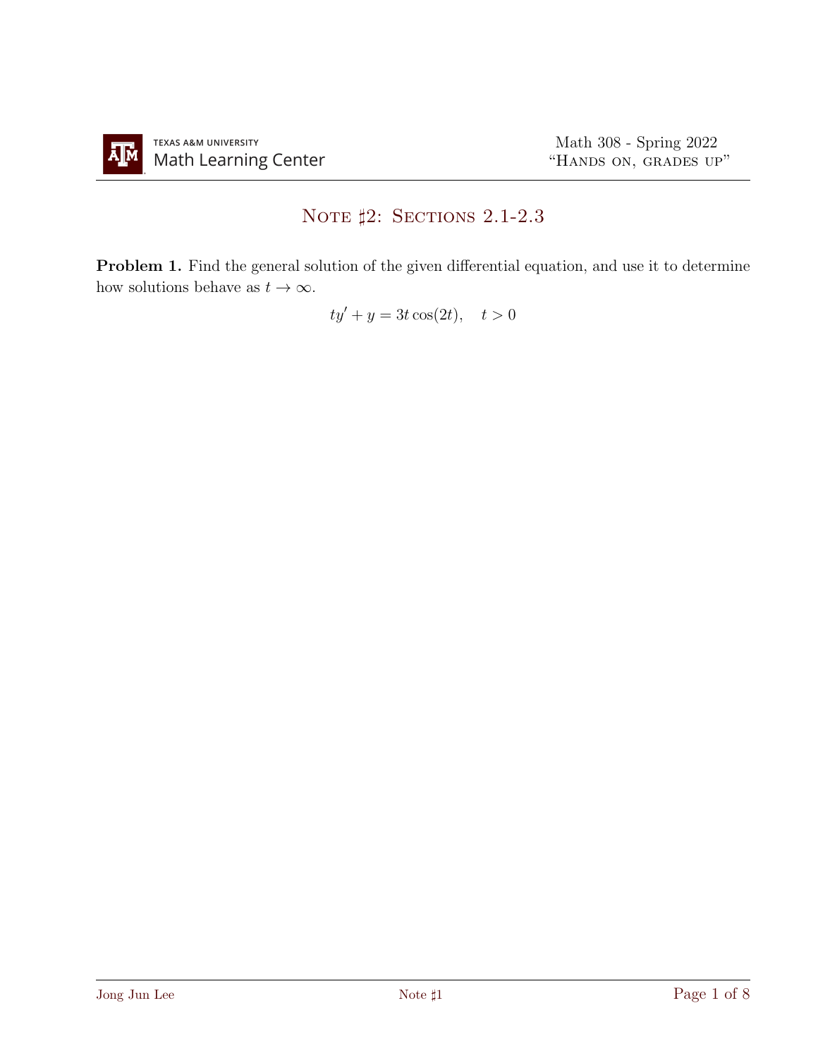# Note ♯2: Sections 2.1-2.3

**Problem 1.** Find the general solution of the given differential equation, and use it to determine how solutions behave as $t \to \infty$.

$$ty' + y = 3t\cos(2t), \quad t > 0$$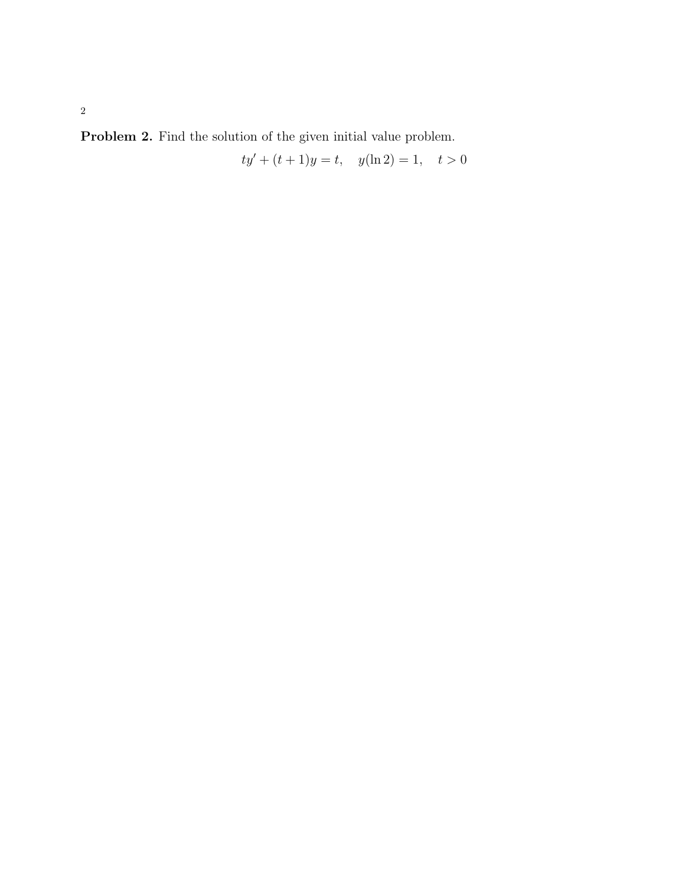**Problem 2.** Find the solution of the given initial value problem.

$$ty' + (t+1)y = t, \quad y(\ln 2) = 1, \quad t > 0$$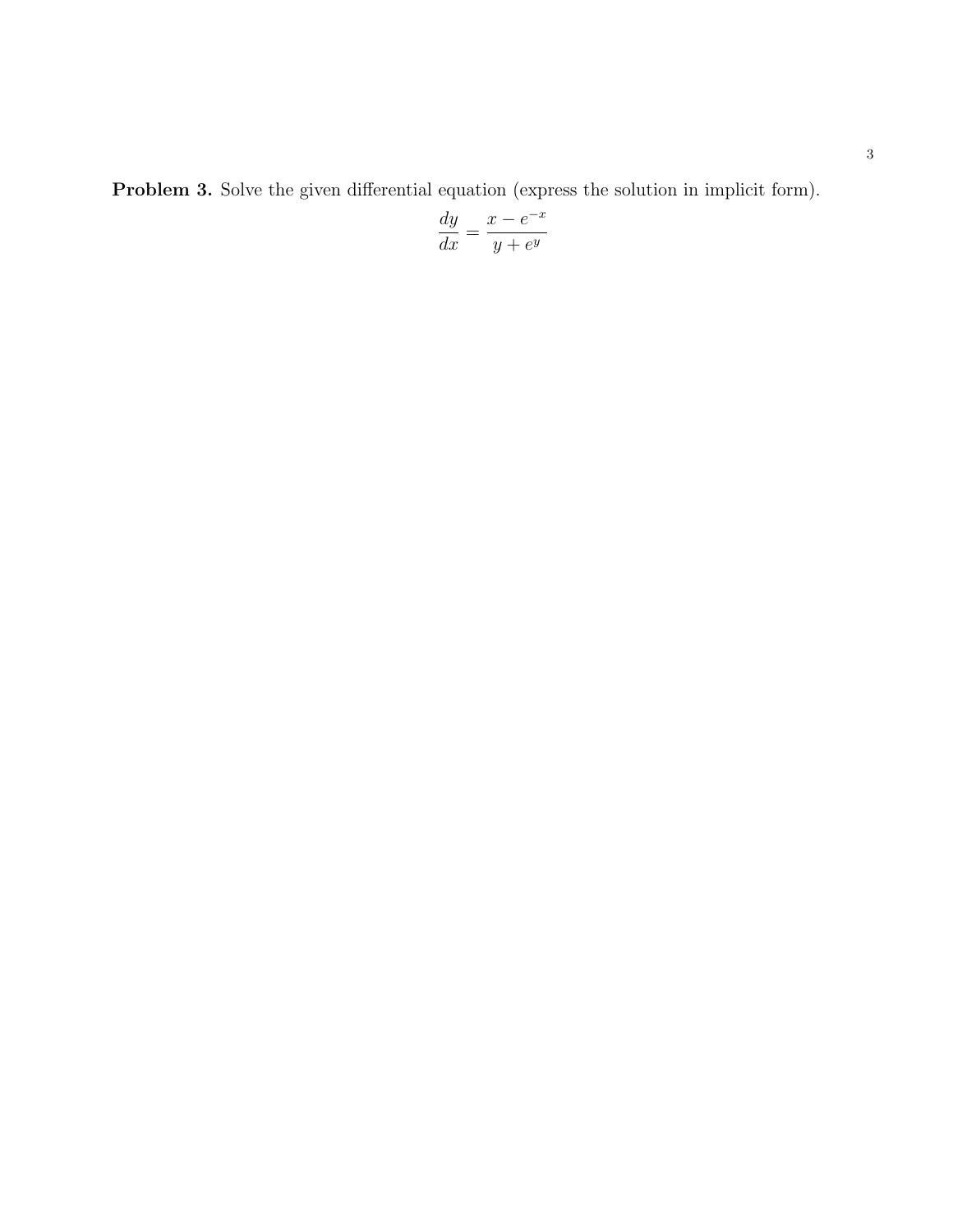**Problem 3.** Solve the given differential equation (express the solution in implicit form).

$$\frac{dy}{dx} = \frac{x - e^{-x}}{y + e^{y}}$$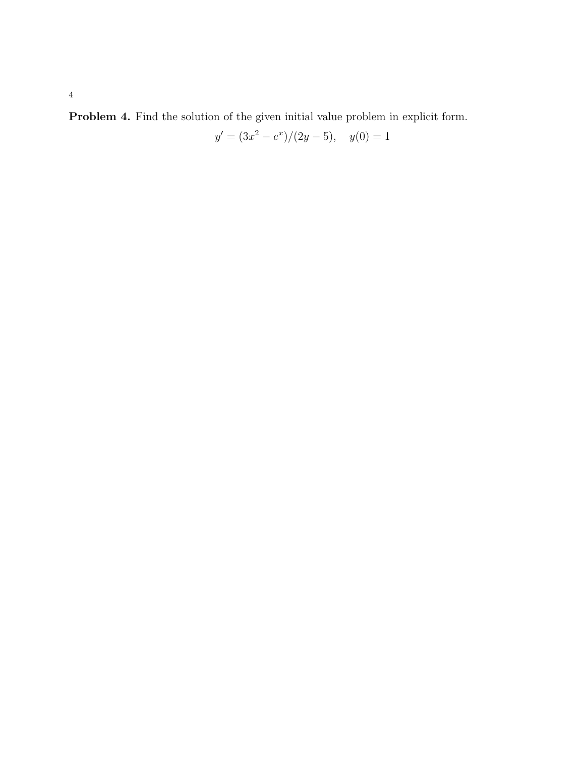**Problem 4.** Find the solution of the given initial value problem in explicit form.

$$y' = (3x^2 - e^x)/(2y - 5), \quad y(0) = 1$$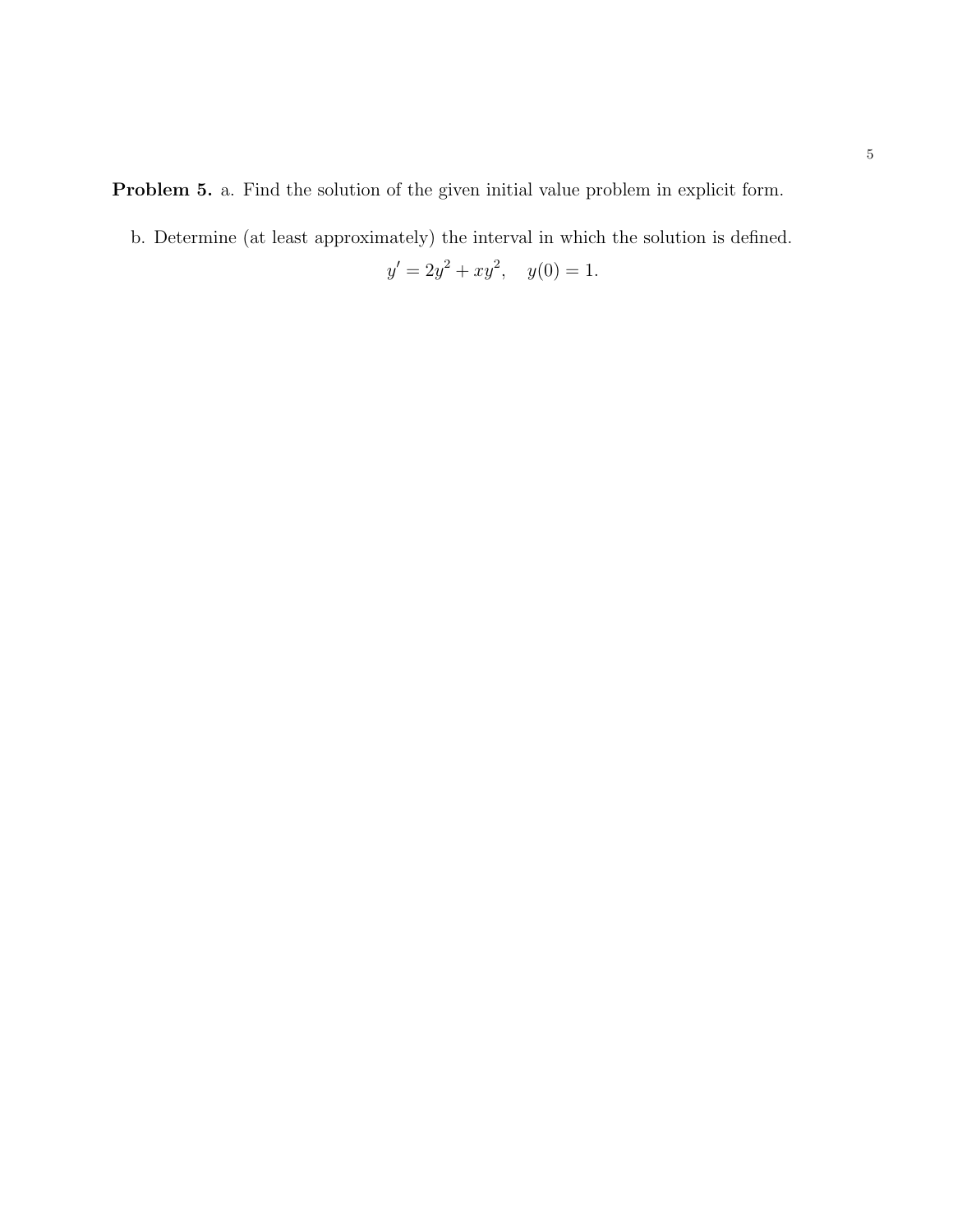**Problem 5.** a. Find the solution of the given initial value problem in explicit form.

b. Determine (at least approximately) the interval in which the solution is defined.

$$y' = 2y^2 + xy^2, \quad y(0) = 1.$$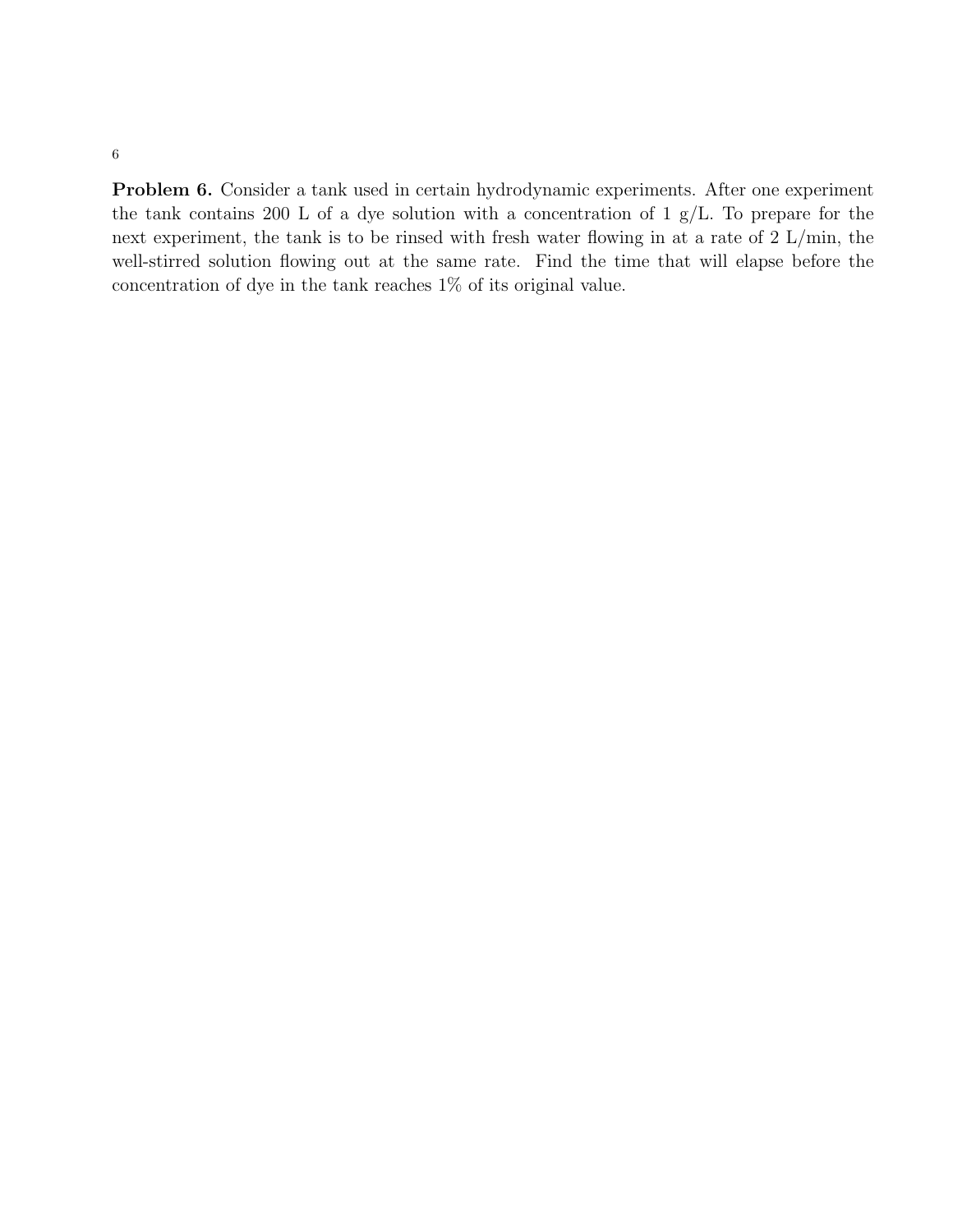**Problem 6.** Consider a tank used in certain hydrodynamic experiments. After one experiment the tank contains 200 L of a dye solution with a concentration of 1 g/L. To prepare for the next experiment, the tank is to be rinsed with fresh water flowing in at a rate of 2 L/min, the well-stirred solution flowing out at the same rate. Find the time that will elapse before the concentration of dye in the tank reaches 1% of its original value.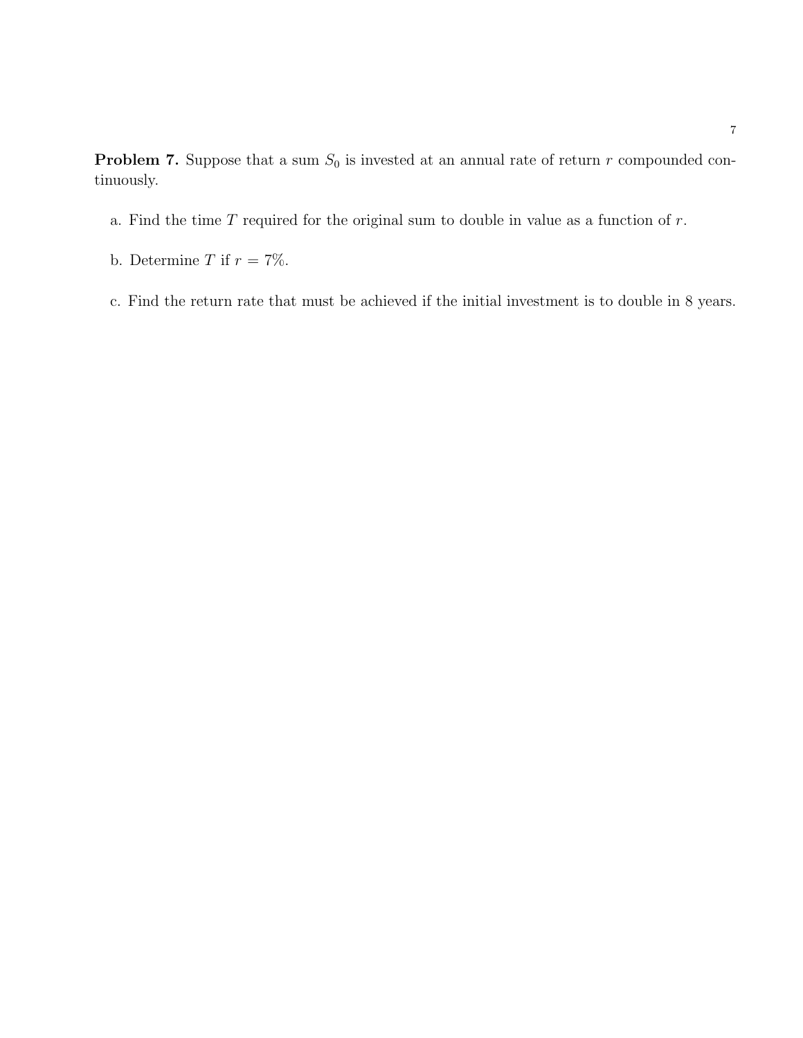**Problem 7.** Suppose that a sum $S_0$ is invested at an annual rate of return $r$ compounded continuously.

a. Find the time $T$ required for the original sum to double in value as a function of $r$.

b. Determine $T$ if $r = 7\%$.

c. Find the return rate that must be achieved if the initial investment is to double in 8 years.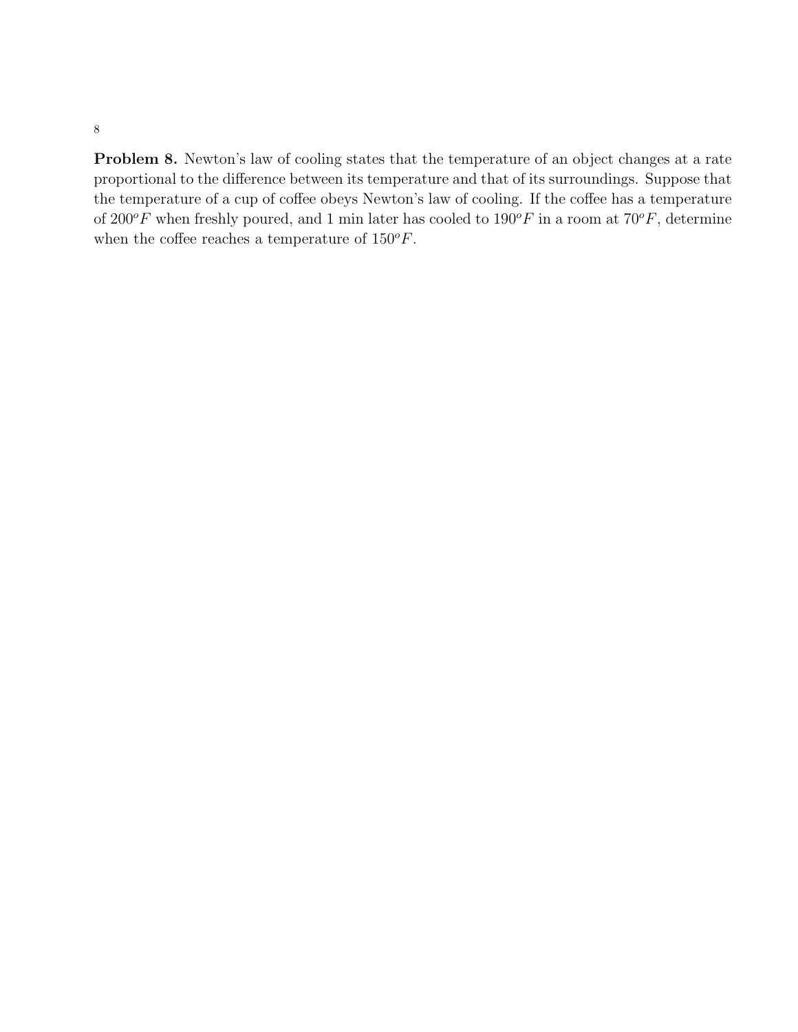**Problem 8.** Newton's law of cooling states that the temperature of an object changes at a rate proportional to the difference between its temperature and that of its surroundings. Suppose that the temperature of a cup of coffee obeys Newton's law of cooling. If the coffee has a temperature of $200^oF$ when freshly poured, and 1 min later has cooled to $190^oF$ in a room at $70^oF$, determine when the coffee reaches a temperature of $150^oF$.